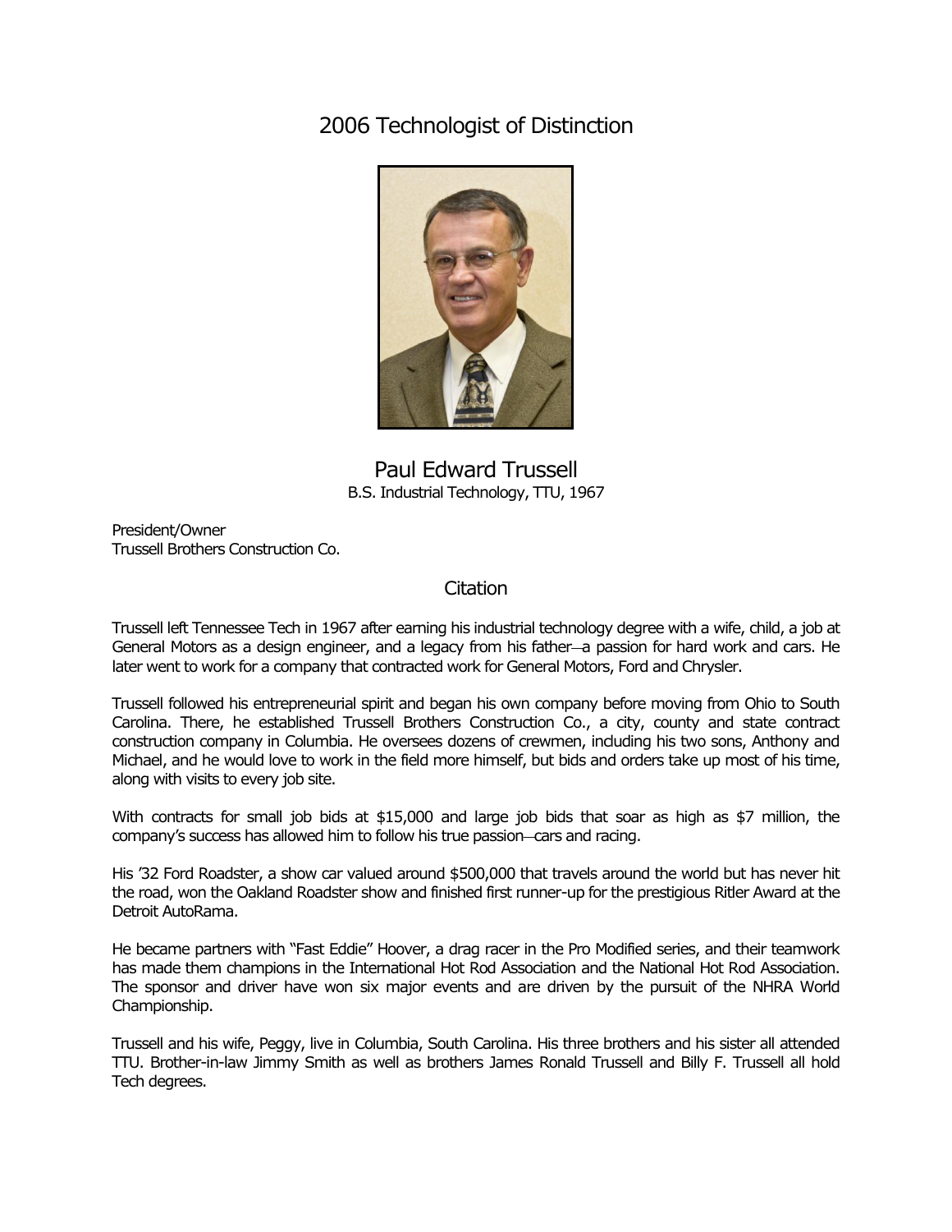# 2006 Technologist of Distinction

## Paul Edward Trussell

B.S. Industrial Technology, TTU, 1967

President/Owner
Trussell Brothers Construction Co.

### Citation

Trussell left Tennessee Tech in 1967 after earning his industrial technology degree with a wife, child, a job at General Motors as a design engineer, and a legacy from his father—a passion for hard work and cars. He later went to work for a company that contracted work for General Motors, Ford and Chrysler.

Trussell followed his entrepreneurial spirit and began his own company before moving from Ohio to South Carolina. There, he established Trussell Brothers Construction Co., a city, county and state contract construction company in Columbia. He oversees dozens of crewmen, including his two sons, Anthony and Michael, and he would love to work in the field more himself, but bids and orders take up most of his time, along with visits to every job site.

With contracts for small job bids at $15,000 and large job bids that soar as high as $7 million, the company's success has allowed him to follow his true passion—cars and racing.

His '32 Ford Roadster, a show car valued around $500,000 that travels around the world but has never hit the road, won the Oakland Roadster show and finished first runner-up for the prestigious Ritler Award at the Detroit AutoRama.

He became partners with "Fast Eddie" Hoover, a drag racer in the Pro Modified series, and their teamwork has made them champions in the International Hot Rod Association and the National Hot Rod Association. The sponsor and driver have won six major events and are driven by the pursuit of the NHRA World Championship.

Trussell and his wife, Peggy, live in Columbia, South Carolina. His three brothers and his sister all attended TTU. Brother-in-law Jimmy Smith as well as brothers James Ronald Trussell and Billy F. Trussell all hold Tech degrees.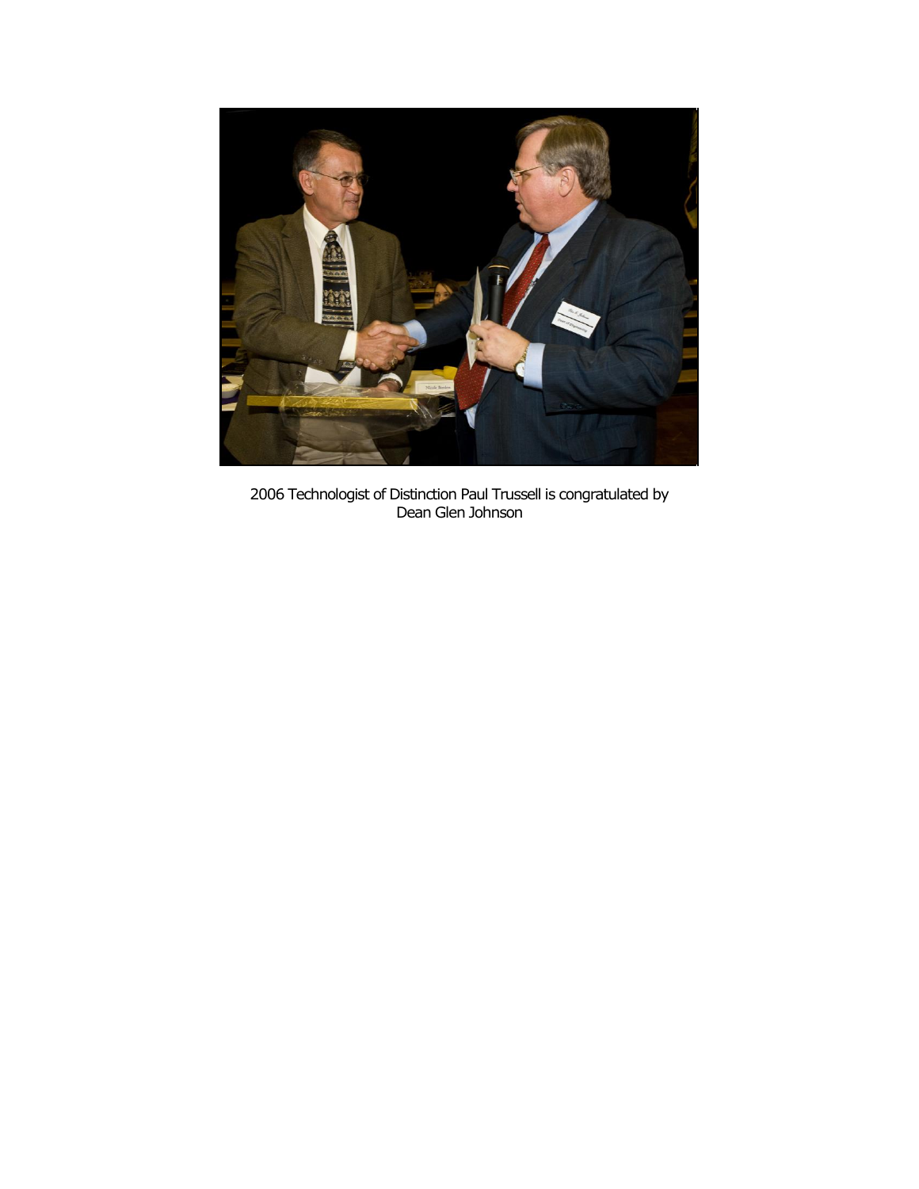2006 Technologist of Distinction Paul Trussell is congratulated by Dean Glen Johnson